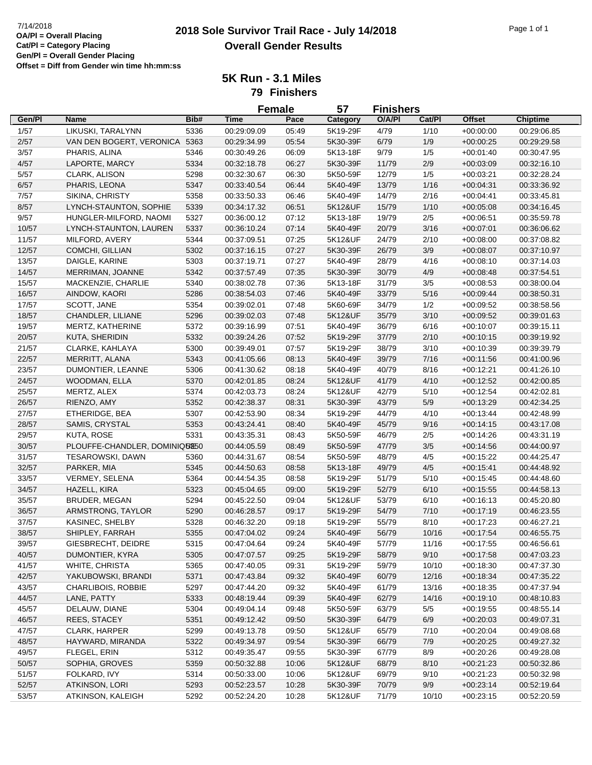7/14/2018
**OA/Pl = Overall Placing**
**Cat/Pl = Category Placing**
**Gen/Pl = Overall Gender Placing**
**Offset = Diff from Gender win time hh:mm:ss**

# 2018 Sole Survivor Trail Race - July 14/2018
## Overall Gender Results

### 5K Run - 3.1 Miles
### 79 Finishers

**Female 57 Finishers**

| Gen/Pl | Name | Bib# | Time | Pace | Category | O/A/Pl | Cat/Pl | Offset | Chiptime |
|---|---|---|---|---|---|---|---|---|---|
| 1/57 | LIKUSKI, TARALYNN | 5336 | 00:29:09.09 | 05:49 | 5K19-29F | 4/79 | 1/10 | +00:00:00 | 00:29:06.85 |
| 2/57 | VAN DEN BOGERT, VERONICA | 5363 | 00:29:34.99 | 05:54 | 5K30-39F | 6/79 | 1/9 | +00:00:25 | 00:29:29.58 |
| 3/57 | PHARIS, ALINA | 5346 | 00:30:49.26 | 06:09 | 5K13-18F | 9/79 | 1/5 | +00:01:40 | 00:30:47.95 |
| 4/57 | LAPORTE, MARCY | 5334 | 00:32:18.78 | 06:27 | 5K30-39F | 11/79 | 2/9 | +00:03:09 | 00:32:16.10 |
| 5/57 | CLARK, ALISON | 5298 | 00:32:30.67 | 06:30 | 5K50-59F | 12/79 | 1/5 | +00:03:21 | 00:32:28.24 |
| 6/57 | PHARIS, LEONA | 5347 | 00:33:40.54 | 06:44 | 5K40-49F | 13/79 | 1/16 | +00:04:31 | 00:33:36.92 |
| 7/57 | SIKINA, CHRISTY | 5358 | 00:33:50.33 | 06:46 | 5K40-49F | 14/79 | 2/16 | +00:04:41 | 00:33:45.81 |
| 8/57 | LYNCH-STAUNTON, SOPHIE | 5339 | 00:34:17.32 | 06:51 | 5K12&UF | 15/79 | 1/10 | +00:05:08 | 00:34:16.45 |
| 9/57 | HUNGLER-MILFORD, NAOMI | 5327 | 00:36:00.12 | 07:12 | 5K13-18F | 19/79 | 2/5 | +00:06:51 | 00:35:59.78 |
| 10/57 | LYNCH-STAUNTON, LAUREN | 5337 | 00:36:10.24 | 07:14 | 5K40-49F | 20/79 | 3/16 | +00:07:01 | 00:36:06.62 |
| 11/57 | MILFORD, AVERY | 5344 | 00:37:09.51 | 07:25 | 5K12&UF | 24/79 | 2/10 | +00:08:00 | 00:37:08.82 |
| 12/57 | COMCHI, GILLIAN | 5302 | 00:37:16.15 | 07:27 | 5K30-39F | 26/79 | 3/9 | +00:08:07 | 00:37:10.97 |
| 13/57 | DAIGLE, KARINE | 5303 | 00:37:19.71 | 07:27 | 5K40-49F | 28/79 | 4/16 | +00:08:10 | 00:37:14.03 |
| 14/57 | MERRIMAN, JOANNE | 5342 | 00:37:57.49 | 07:35 | 5K30-39F | 30/79 | 4/9 | +00:08:48 | 00:37:54.51 |
| 15/57 | MACKENZIE, CHARLIE | 5340 | 00:38:02.78 | 07:36 | 5K13-18F | 31/79 | 3/5 | +00:08:53 | 00:38:00.04 |
| 16/57 | AINDOW, KAORI | 5286 | 00:38:54.03 | 07:46 | 5K40-49F | 33/79 | 5/16 | +00:09:44 | 00:38:50.31 |
| 17/57 | SCOTT, JANE | 5354 | 00:39:02.01 | 07:48 | 5K60-69F | 34/79 | 1/2 | +00:09:52 | 00:38:58.56 |
| 18/57 | CHANDLER, LILIANE | 5296 | 00:39:02.03 | 07:48 | 5K12&UF | 35/79 | 3/10 | +00:09:52 | 00:39:01.63 |
| 19/57 | MERTZ, KATHERINE | 5372 | 00:39:16.99 | 07:51 | 5K40-49F | 36/79 | 6/16 | +00:10:07 | 00:39:15.11 |
| 20/57 | KUTA, SHERIDIN | 5332 | 00:39:24.26 | 07:52 | 5K19-29F | 37/79 | 2/10 | +00:10:15 | 00:39:19.92 |
| 21/57 | CLARKE, KAHLAYA | 5300 | 00:39:49.01 | 07:57 | 5K19-29F | 38/79 | 3/10 | +00:10:39 | 00:39:39.79 |
| 22/57 | MERRITT, ALANA | 5343 | 00:41:05.66 | 08:13 | 5K40-49F | 39/79 | 7/16 | +00:11:56 | 00:41:00.96 |
| 23/57 | DUMONTIER, LEANNE | 5306 | 00:41:30.62 | 08:18 | 5K40-49F | 40/79 | 8/16 | +00:12:21 | 00:41:26.10 |
| 24/57 | WOODMAN, ELLA | 5370 | 00:42:01.85 | 08:24 | 5K12&UF | 41/79 | 4/10 | +00:12:52 | 00:42:00.85 |
| 25/57 | MERTZ, ALEX | 5374 | 00:42:03.73 | 08:24 | 5K12&UF | 42/79 | 5/10 | +00:12:54 | 00:42:02.81 |
| 26/57 | RIENZO, AMY | 5352 | 00:42:38.37 | 08:31 | 5K30-39F | 43/79 | 5/9 | +00:13:29 | 00:42:34.25 |
| 27/57 | ETHERIDGE, BEA | 5307 | 00:42:53.90 | 08:34 | 5K19-29F | 44/79 | 4/10 | +00:13:44 | 00:42:48.99 |
| 28/57 | SAMIS, CRYSTAL | 5353 | 00:43:24.41 | 08:40 | 5K40-49F | 45/79 | 9/16 | +00:14:15 | 00:43:17.08 |
| 29/57 | KUTA, ROSE | 5331 | 00:43:35.31 | 08:43 | 5K50-59F | 46/79 | 2/5 | +00:14:26 | 00:43:31.19 |
| 30/57 | PLOUFFE-CHANDLER, DOMINIQUE | 5350 | 00:44:05.59 | 08:49 | 5K50-59F | 47/79 | 3/5 | +00:14:56 | 00:44:00.97 |
| 31/57 | TESAROWSKI, DAWN | 5360 | 00:44:31.67 | 08:54 | 5K50-59F | 48/79 | 4/5 | +00:15:22 | 00:44:25.47 |
| 32/57 | PARKER, MIA | 5345 | 00:44:50.63 | 08:58 | 5K13-18F | 49/79 | 4/5 | +00:15:41 | 00:44:48.92 |
| 33/57 | VERMEY, SELENA | 5364 | 00:44:54.35 | 08:58 | 5K19-29F | 51/79 | 5/10 | +00:15:45 | 00:44:48.60 |
| 34/57 | HAZELL, KIRA | 5323 | 00:45:04.65 | 09:00 | 5K19-29F | 52/79 | 6/10 | +00:15:55 | 00:44:58.13 |
| 35/57 | BRUDER, MEGAN | 5294 | 00:45:22.50 | 09:04 | 5K12&UF | 53/79 | 6/10 | +00:16:13 | 00:45:20.80 |
| 36/57 | ARMSTRONG, TAYLOR | 5290 | 00:46:28.57 | 09:17 | 5K19-29F | 54/79 | 7/10 | +00:17:19 | 00:46:23.55 |
| 37/57 | KASINEC, SHELBY | 5328 | 00:46:32.20 | 09:18 | 5K19-29F | 55/79 | 8/10 | +00:17:23 | 00:46:27.21 |
| 38/57 | SHIPLEY, FARRAH | 5355 | 00:47:04.02 | 09:24 | 5K40-49F | 56/79 | 10/16 | +00:17:54 | 00:46:55.75 |
| 39/57 | GIESBRECHT, DEIDRE | 5315 | 00:47:04.64 | 09:24 | 5K40-49F | 57/79 | 11/16 | +00:17:55 | 00:46:56.61 |
| 40/57 | DUMONTIER, KYRA | 5305 | 00:47:07.57 | 09:25 | 5K19-29F | 58/79 | 9/10 | +00:17:58 | 00:47:03.23 |
| 41/57 | WHITE, CHRISTA | 5365 | 00:47:40.05 | 09:31 | 5K19-29F | 59/79 | 10/10 | +00:18:30 | 00:47:37.30 |
| 42/57 | YAKUBOWSKI, BRANDI | 5371 | 00:47:43.84 | 09:32 | 5K40-49F | 60/79 | 12/16 | +00:18:34 | 00:47:35.22 |
| 43/57 | CHARLIBOIS, ROBBIE | 5297 | 00:47:44.20 | 09:32 | 5K40-49F | 61/79 | 13/16 | +00:18:35 | 00:47:37.94 |
| 44/57 | LANE, PATTY | 5333 | 00:48:19.44 | 09:39 | 5K40-49F | 62/79 | 14/16 | +00:19:10 | 00:48:10.83 |
| 45/57 | DELAUW, DIANE | 5304 | 00:49:04.14 | 09:48 | 5K50-59F | 63/79 | 5/5 | +00:19:55 | 00:48:55.14 |
| 46/57 | REES, STACEY | 5351 | 00:49:12.42 | 09:50 | 5K30-39F | 64/79 | 6/9 | +00:20:03 | 00:49:07.31 |
| 47/57 | CLARK, HARPER | 5299 | 00:49:13.78 | 09:50 | 5K12&UF | 65/79 | 7/10 | +00:20:04 | 00:49:08.68 |
| 48/57 | HAYWARD, MIRANDA | 5322 | 00:49:34.97 | 09:54 | 5K30-39F | 66/79 | 7/9 | +00:20:25 | 00:49:27.32 |
| 49/57 | FLEGEL, ERIN | 5312 | 00:49:35.47 | 09:55 | 5K30-39F | 67/79 | 8/9 | +00:20:26 | 00:49:28.08 |
| 50/57 | SOPHIA, GROVES | 5359 | 00:50:32.88 | 10:06 | 5K12&UF | 68/79 | 8/10 | +00:21:23 | 00:50:32.86 |
| 51/57 | FOLKARD, IVY | 5314 | 00:50:33.00 | 10:06 | 5K12&UF | 69/79 | 9/10 | +00:21:23 | 00:50:32.98 |
| 52/57 | ATKINSON, LORI | 5293 | 00:52:23.57 | 10:28 | 5K30-39F | 70/79 | 9/9 | +00:23:14 | 00:52:19.64 |
| 53/57 | ATKINSON, KALEIGH | 5292 | 00:52:24.20 | 10:28 | 5K12&UF | 71/79 | 10/10 | +00:23:15 | 00:52:20.59 |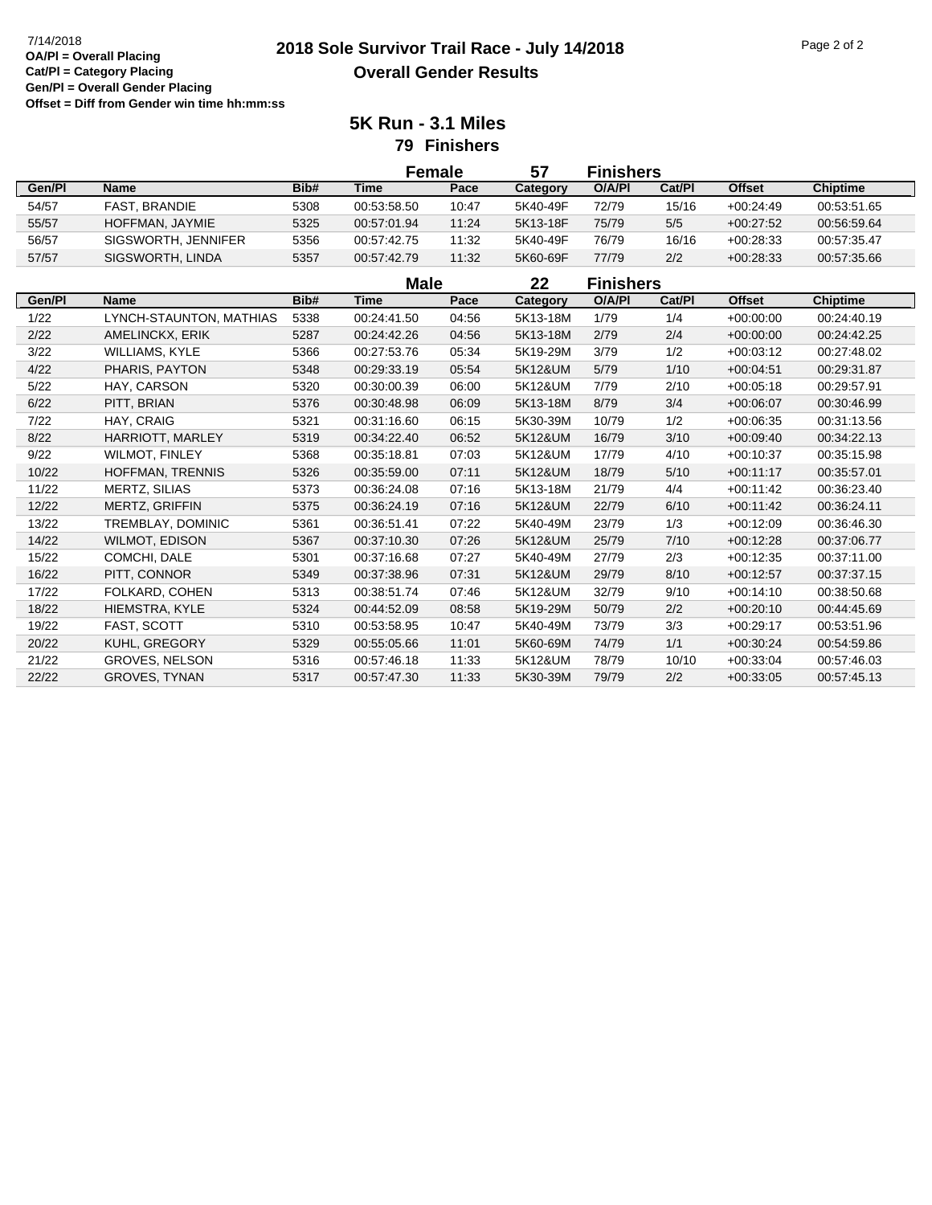7/14/2018
**OA/Pl = Overall Placing**
**Cat/Pl = Category Placing**
**Gen/Pl = Overall Gender Placing**
**Offset = Diff from Gender win time hh:mm:ss**

# 2018 Sole Survivor Trail Race - July 14/2018
## Overall Gender Results

### 5K Run - 3.1 Miles
### 79 Finishers

**Female 57 Finishers**

| Gen/Pl | Name | Bib# | Time | Pace | Category | O/A/Pl | Cat/Pl | Offset | Chiptime |
|---|---|---|---|---|---|---|---|---|---|
| 54/57 | FAST, BRANDIE | 5308 | 00:53:58.50 | 10:47 | 5K40-49F | 72/79 | 15/16 | +00:24:49 | 00:53:51.65 |
| 55/57 | HOFFMAN, JAYMIE | 5325 | 00:57:01.94 | 11:24 | 5K13-18F | 75/79 | 5/5 | +00:27:52 | 00:56:59.64 |
| 56/57 | SIGSWORTH, JENNIFER | 5356 | 00:57:42.75 | 11:32 | 5K40-49F | 76/79 | 16/16 | +00:28:33 | 00:57:35.47 |
| 57/57 | SIGSWORTH, LINDA | 5357 | 00:57:42.79 | 11:32 | 5K60-69F | 77/79 | 2/2 | +00:28:33 | 00:57:35.66 |

**Male 22 Finishers**

| Gen/Pl | Name | Bib# | Time | Pace | Category | O/A/Pl | Cat/Pl | Offset | Chiptime |
|---|---|---|---|---|---|---|---|---|---|
| 1/22 | LYNCH-STAUNTON, MATHIAS | 5338 | 00:24:41.50 | 04:56 | 5K13-18M | 1/79 | 1/4 | +00:00:00 | 00:24:40.19 |
| 2/22 | AMELINCKX, ERIK | 5287 | 00:24:42.26 | 04:56 | 5K13-18M | 2/79 | 2/4 | +00:00:00 | 00:24:42.25 |
| 3/22 | WILLIAMS, KYLE | 5366 | 00:27:53.76 | 05:34 | 5K19-29M | 3/79 | 1/2 | +00:03:12 | 00:27:48.02 |
| 4/22 | PHARIS, PAYTON | 5348 | 00:29:33.19 | 05:54 | 5K12&UM | 5/79 | 1/10 | +00:04:51 | 00:29:31.87 |
| 5/22 | HAY, CARSON | 5320 | 00:30:00.39 | 06:00 | 5K12&UM | 7/79 | 2/10 | +00:05:18 | 00:29:57.91 |
| 6/22 | PITT, BRIAN | 5376 | 00:30:48.98 | 06:09 | 5K13-18M | 8/79 | 3/4 | +00:06:07 | 00:30:46.99 |
| 7/22 | HAY, CRAIG | 5321 | 00:31:16.60 | 06:15 | 5K30-39M | 10/79 | 1/2 | +00:06:35 | 00:31:13.56 |
| 8/22 | HARRIOTT, MARLEY | 5319 | 00:34:22.40 | 06:52 | 5K12&UM | 16/79 | 3/10 | +00:09:40 | 00:34:22.13 |
| 9/22 | WILMOT, FINLEY | 5368 | 00:35:18.81 | 07:03 | 5K12&UM | 17/79 | 4/10 | +00:10:37 | 00:35:15.98 |
| 10/22 | HOFFMAN, TRENNIS | 5326 | 00:35:59.00 | 07:11 | 5K12&UM | 18/79 | 5/10 | +00:11:17 | 00:35:57.01 |
| 11/22 | MERTZ, SILIAS | 5373 | 00:36:24.08 | 07:16 | 5K13-18M | 21/79 | 4/4 | +00:11:42 | 00:36:23.40 |
| 12/22 | MERTZ, GRIFFIN | 5375 | 00:36:24.19 | 07:16 | 5K12&UM | 22/79 | 6/10 | +00:11:42 | 00:36:24.11 |
| 13/22 | TREMBLAY, DOMINIC | 5361 | 00:36:51.41 | 07:22 | 5K40-49M | 23/79 | 1/3 | +00:12:09 | 00:36:46.30 |
| 14/22 | WILMOT, EDISON | 5367 | 00:37:10.30 | 07:26 | 5K12&UM | 25/79 | 7/10 | +00:12:28 | 00:37:06.77 |
| 15/22 | COMCHI, DALE | 5301 | 00:37:16.68 | 07:27 | 5K40-49M | 27/79 | 2/3 | +00:12:35 | 00:37:11.00 |
| 16/22 | PITT, CONNOR | 5349 | 00:37:38.96 | 07:31 | 5K12&UM | 29/79 | 8/10 | +00:12:57 | 00:37:37.15 |
| 17/22 | FOLKARD, COHEN | 5313 | 00:38:51.74 | 07:46 | 5K12&UM | 32/79 | 9/10 | +00:14:10 | 00:38:50.68 |
| 18/22 | HIEMSTRA, KYLE | 5324 | 00:44:52.09 | 08:58 | 5K19-29M | 50/79 | 2/2 | +00:20:10 | 00:44:45.69 |
| 19/22 | FAST, SCOTT | 5310 | 00:53:58.95 | 10:47 | 5K40-49M | 73/79 | 3/3 | +00:29:17 | 00:53:51.96 |
| 20/22 | KUHL, GREGORY | 5329 | 00:55:05.66 | 11:01 | 5K60-69M | 74/79 | 1/1 | +00:30:24 | 00:54:59.86 |
| 21/22 | GROVES, NELSON | 5316 | 00:57:46.18 | 11:33 | 5K12&UM | 78/79 | 10/10 | +00:33:04 | 00:57:46.03 |
| 22/22 | GROVES, TYNAN | 5317 | 00:57:47.30 | 11:33 | 5K30-39M | 79/79 | 2/2 | +00:33:05 | 00:57:45.13 |